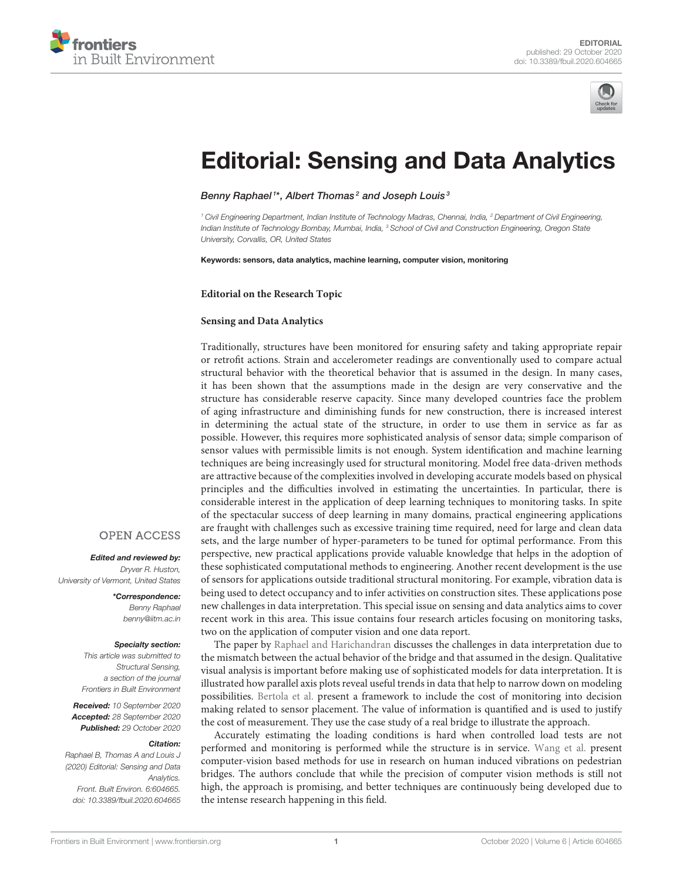EDITORIAL
published: 29 October 2020
doi: 10.3389/fbuil.2020.604665

# Editorial: Sensing and Data Analytics

*Benny Raphael[1]\*, Albert Thomas[2] and Joseph Louis[3]*

[1] Civil Engineering Department, Indian Institute of Technology Madras, Chennai, India, [2] Department of Civil Engineering, Indian Institute of Technology Bombay, Mumbai, India, [3] School of Civil and Construction Engineering, Oregon State University, Corvallis, OR, United States

**Keywords: sensors, data analytics, machine learning, computer vision, monitoring**

OPEN ACCESS

***Edited and reviewed by:***
*Dryver R. Huston, University of Vermont, United States*

***\*Correspondence:***
*Benny Raphael*
*benny@iitm.ac.in*

***Specialty section:***
*This article was submitted to Structural Sensing, a section of the journal Frontiers in Built Environment*

***Received:*** *10 September 2020*
***Accepted:*** *28 September 2020*
***Published:*** *29 October 2020*

***Citation:***
*Raphael B, Thomas A and Louis J (2020) Editorial: Sensing and Data Analytics. Front. Built Environ. 6:604665. doi: 10.3389/fbuil.2020.604665*

**Editorial on the Research Topic**

**Sensing and Data Analytics**

Traditionally, structures have been monitored for ensuring safety and taking appropriate repair or retrofit actions. Strain and accelerometer readings are conventionally used to compare actual structural behavior with the theoretical behavior that is assumed in the design. In many cases, it has been shown that the assumptions made in the design are very conservative and the structure has considerable reserve capacity. Since many developed countries face the problem of aging infrastructure and diminishing funds for new construction, there is increased interest in determining the actual state of the structure, in order to use them in service as far as possible. However, this requires more sophisticated analysis of sensor data; simple comparison of sensor values with permissible limits is not enough. System identification and machine learning techniques are being increasingly used for structural monitoring. Model free data-driven methods are attractive because of the complexities involved in developing accurate models based on physical principles and the difficulties involved in estimating the uncertainties. In particular, there is considerable interest in the application of deep learning techniques to monitoring tasks. In spite of the spectacular success of deep learning in many domains, practical engineering applications are fraught with challenges such as excessive training time required, need for large and clean data sets, and the large number of hyper-parameters to be tuned for optimal performance. From this perspective, new practical applications provide valuable knowledge that helps in the adoption of these sophisticated computational methods to engineering. Another recent development is the use of sensors for applications outside traditional structural monitoring. For example, vibration data is being used to detect occupancy and to infer activities on construction sites. These applications pose new challenges in data interpretation. This special issue on sensing and data analytics aims to cover recent work in this area. This issue contains four research articles focusing on monitoring tasks, two on the application of computer vision and one data report.

The paper by Raphael and Harichandran discusses the challenges in data interpretation due to the mismatch between the actual behavior of the bridge and that assumed in the design. Qualitative visual analysis is important before making use of sophisticated models for data interpretation. It is illustrated how parallel axis plots reveal useful trends in data that help to narrow down on modeling possibilities. Bertola et al. present a framework to include the cost of monitoring into decision making related to sensor placement. The value of information is quantified and is used to justify the cost of measurement. They use the case study of a real bridge to illustrate the approach.

Accurately estimating the loading conditions is hard when controlled load tests are not performed and monitoring is performed while the structure is in service. Wang et al. present computer-vision based methods for use in research on human induced vibrations on pedestrian bridges. The authors conclude that while the precision of computer vision methods is still not high, the approach is promising, and better techniques are continuously being developed due to the intense research happening in this field.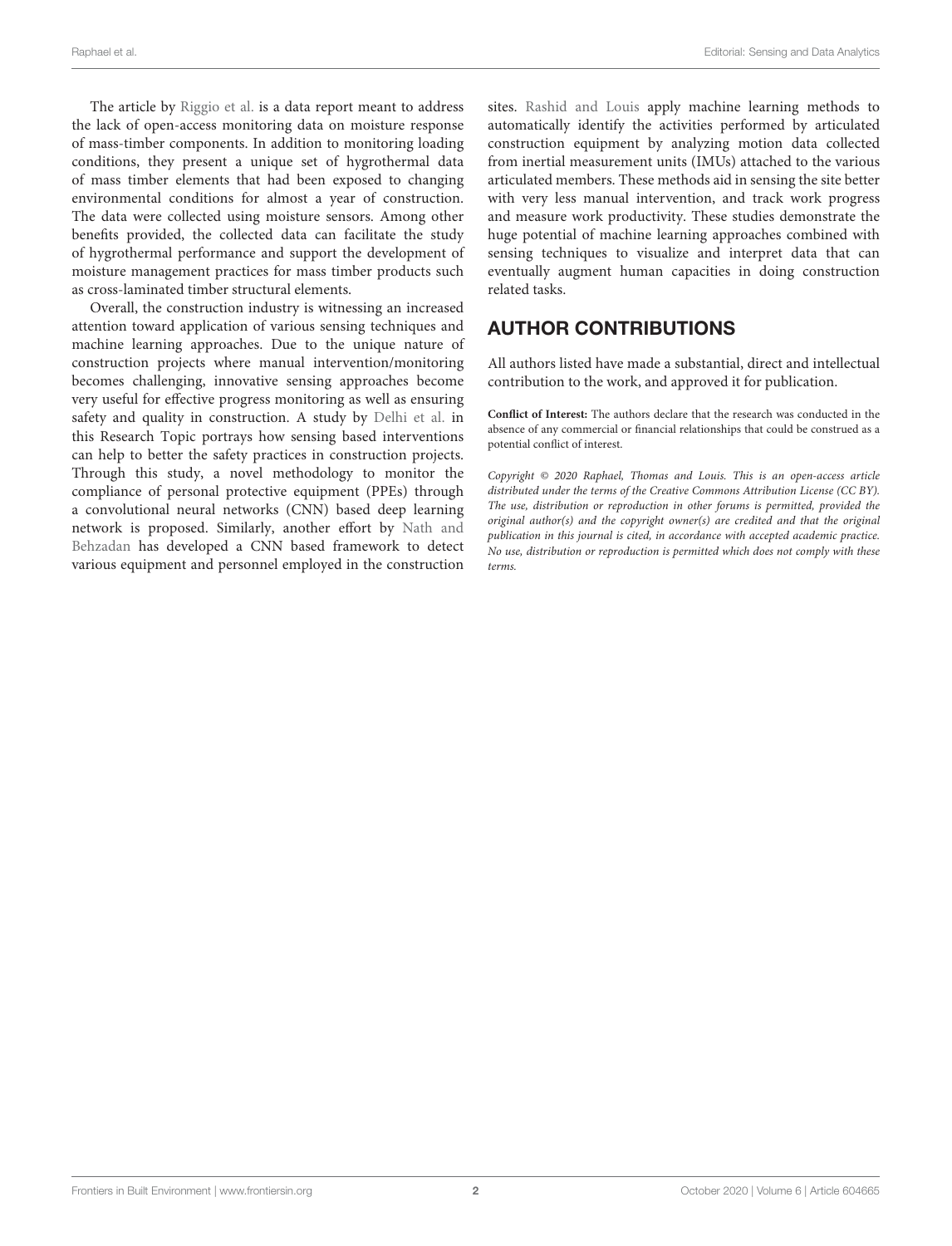The article by Riggio et al. is a data report meant to address the lack of open-access monitoring data on moisture response of mass-timber components. In addition to monitoring loading conditions, they present a unique set of hygrothermal data of mass timber elements that had been exposed to changing environmental conditions for almost a year of construction. The data were collected using moisture sensors. Among other benefits provided, the collected data can facilitate the study of hygrothermal performance and support the development of moisture management practices for mass timber products such as cross-laminated timber structural elements.

Overall, the construction industry is witnessing an increased attention toward application of various sensing techniques and machine learning approaches. Due to the unique nature of construction projects where manual intervention/monitoring becomes challenging, innovative sensing approaches become very useful for effective progress monitoring as well as ensuring safety and quality in construction. A study by Delhi et al. in this Research Topic portrays how sensing based interventions can help to better the safety practices in construction projects. Through this study, a novel methodology to monitor the compliance of personal protective equipment (PPEs) through a convolutional neural networks (CNN) based deep learning network is proposed. Similarly, another effort by Nath and Behzadan has developed a CNN based framework to detect various equipment and personnel employed in the construction sites. Rashid and Louis apply machine learning methods to automatically identify the activities performed by articulated construction equipment by analyzing motion data collected from inertial measurement units (IMUs) attached to the various articulated members. These methods aid in sensing the site better with very less manual intervention, and track work progress and measure work productivity. These studies demonstrate the huge potential of machine learning approaches combined with sensing techniques to visualize and interpret data that can eventually augment human capacities in doing construction related tasks.

## AUTHOR CONTRIBUTIONS

All authors listed have made a substantial, direct and intellectual contribution to the work, and approved it for publication.

**Conflict of Interest:** The authors declare that the research was conducted in the absence of any commercial or financial relationships that could be construed as a potential conflict of interest.

*Copyright © 2020 Raphael, Thomas and Louis. This is an open-access article distributed under the terms of the Creative Commons Attribution License (CC BY). The use, distribution or reproduction in other forums is permitted, provided the original author(s) and the copyright owner(s) are credited and that the original publication in this journal is cited, in accordance with accepted academic practice. No use, distribution or reproduction is permitted which does not comply with these terms.*